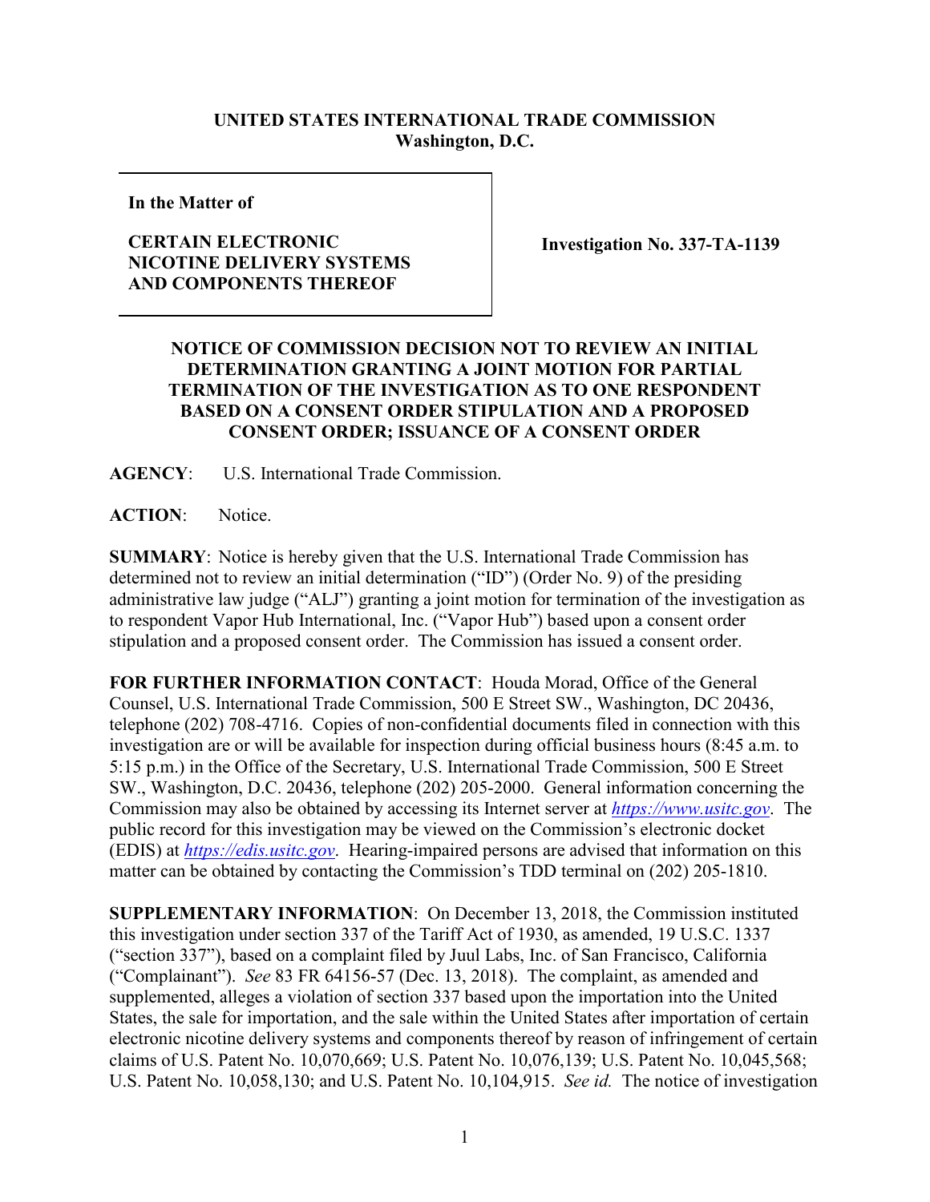**UNITED STATES INTERNATIONAL TRADE COMMISSION**
**Washington, D.C.**

| **In the Matter of**<br><br>**CERTAIN ELECTRONIC NICOTINE DELIVERY SYSTEMS AND COMPONENTS THEREOF** | **Investigation No. 337-TA-1139** |
| --- | --- |

## NOTICE OF COMMISSION DECISION NOT TO REVIEW AN INITIAL DETERMINATION GRANTING A JOINT MOTION FOR PARTIAL TERMINATION OF THE INVESTIGATION AS TO ONE RESPONDENT BASED ON A CONSENT ORDER STIPULATION AND A PROPOSED CONSENT ORDER; ISSUANCE OF A CONSENT ORDER

**AGENCY**: U.S. International Trade Commission.

**ACTION**: Notice.

**SUMMARY**: Notice is hereby given that the U.S. International Trade Commission has determined not to review an initial determination ("ID") (Order No. 9) of the presiding administrative law judge ("ALJ") granting a joint motion for termination of the investigation as to respondent Vapor Hub International, Inc. ("Vapor Hub") based upon a consent order stipulation and a proposed consent order. The Commission has issued a consent order.

**FOR FURTHER INFORMATION CONTACT**: Houda Morad, Office of the General Counsel, U.S. International Trade Commission, 500 E Street SW., Washington, DC 20436, telephone (202) 708-4716. Copies of non-confidential documents filed in connection with this investigation are or will be available for inspection during official business hours (8:45 a.m. to 5:15 p.m.) in the Office of the Secretary, U.S. International Trade Commission, 500 E Street SW., Washington, D.C. 20436, telephone (202) 205-2000. General information concerning the Commission may also be obtained by accessing its Internet server at *https://www.usitc.gov*. The public record for this investigation may be viewed on the Commission's electronic docket (EDIS) at *https://edis.usitc.gov*. Hearing-impaired persons are advised that information on this matter can be obtained by contacting the Commission's TDD terminal on (202) 205-1810.

**SUPPLEMENTARY INFORMATION**: On December 13, 2018, the Commission instituted this investigation under section 337 of the Tariff Act of 1930, as amended, 19 U.S.C. 1337 ("section 337"), based on a complaint filed by Juul Labs, Inc. of San Francisco, California ("Complainant"). *See* 83 FR 64156-57 (Dec. 13, 2018). The complaint, as amended and supplemented, alleges a violation of section 337 based upon the importation into the United States, the sale for importation, and the sale within the United States after importation of certain electronic nicotine delivery systems and components thereof by reason of infringement of certain claims of U.S. Patent No. 10,070,669; U.S. Patent No. 10,076,139; U.S. Patent No. 10,045,568; U.S. Patent No. 10,058,130; and U.S. Patent No. 10,104,915. *See id.* The notice of investigation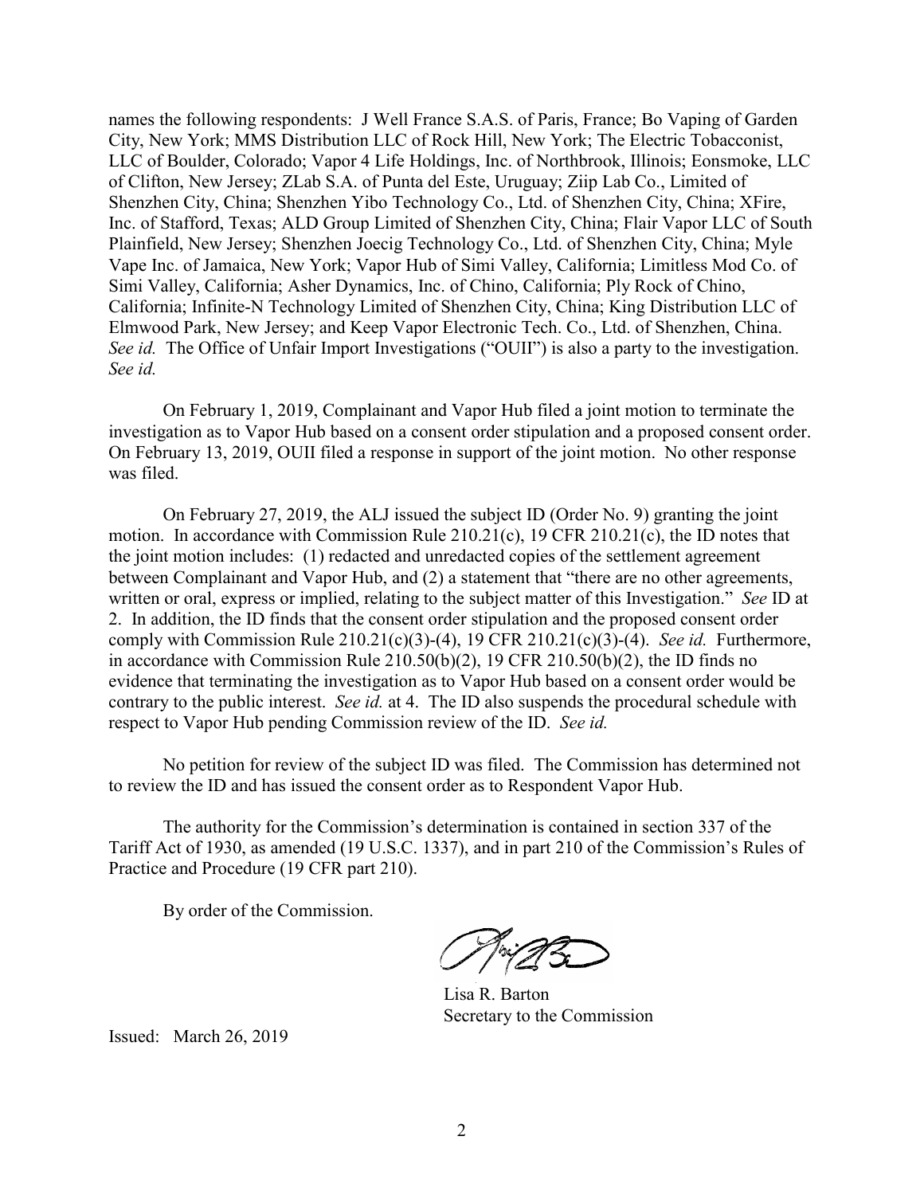names the following respondents: J Well France S.A.S. of Paris, France; Bo Vaping of Garden City, New York; MMS Distribution LLC of Rock Hill, New York; The Electric Tobacconist, LLC of Boulder, Colorado; Vapor 4 Life Holdings, Inc. of Northbrook, Illinois; Eonsmoke, LLC of Clifton, New Jersey; ZLab S.A. of Punta del Este, Uruguay; Ziip Lab Co., Limited of Shenzhen City, China; Shenzhen Yibo Technology Co., Ltd. of Shenzhen City, China; XFire, Inc. of Stafford, Texas; ALD Group Limited of Shenzhen City, China; Flair Vapor LLC of South Plainfield, New Jersey; Shenzhen Joecig Technology Co., Ltd. of Shenzhen City, China; Myle Vape Inc. of Jamaica, New York; Vapor Hub of Simi Valley, California; Limitless Mod Co. of Simi Valley, California; Asher Dynamics, Inc. of Chino, California; Ply Rock of Chino, California; Infinite-N Technology Limited of Shenzhen City, China; King Distribution LLC of Elmwood Park, New Jersey; and Keep Vapor Electronic Tech. Co., Ltd. of Shenzhen, China. *See id.* The Office of Unfair Import Investigations ("OUII") is also a party to the investigation. *See id.*

On February 1, 2019, Complainant and Vapor Hub filed a joint motion to terminate the investigation as to Vapor Hub based on a consent order stipulation and a proposed consent order. On February 13, 2019, OUII filed a response in support of the joint motion. No other response was filed.

On February 27, 2019, the ALJ issued the subject ID (Order No. 9) granting the joint motion. In accordance with Commission Rule 210.21(c), 19 CFR 210.21(c), the ID notes that the joint motion includes: (1) redacted and unredacted copies of the settlement agreement between Complainant and Vapor Hub, and (2) a statement that "there are no other agreements, written or oral, express or implied, relating to the subject matter of this Investigation." *See* ID at 2. In addition, the ID finds that the consent order stipulation and the proposed consent order comply with Commission Rule 210.21(c)(3)-(4), 19 CFR 210.21(c)(3)-(4). *See id.* Furthermore, in accordance with Commission Rule 210.50(b)(2), 19 CFR 210.50(b)(2), the ID finds no evidence that terminating the investigation as to Vapor Hub based on a consent order would be contrary to the public interest. *See id.* at 4. The ID also suspends the procedural schedule with respect to Vapor Hub pending Commission review of the ID. *See id.*

No petition for review of the subject ID was filed. The Commission has determined not to review the ID and has issued the consent order as to Respondent Vapor Hub.

The authority for the Commission's determination is contained in section 337 of the Tariff Act of 1930, as amended (19 U.S.C. 1337), and in part 210 of the Commission's Rules of Practice and Procedure (19 CFR part 210).

By order of the Commission.

Lisa R. Barton
Secretary to the Commission

Issued: March 26, 2019